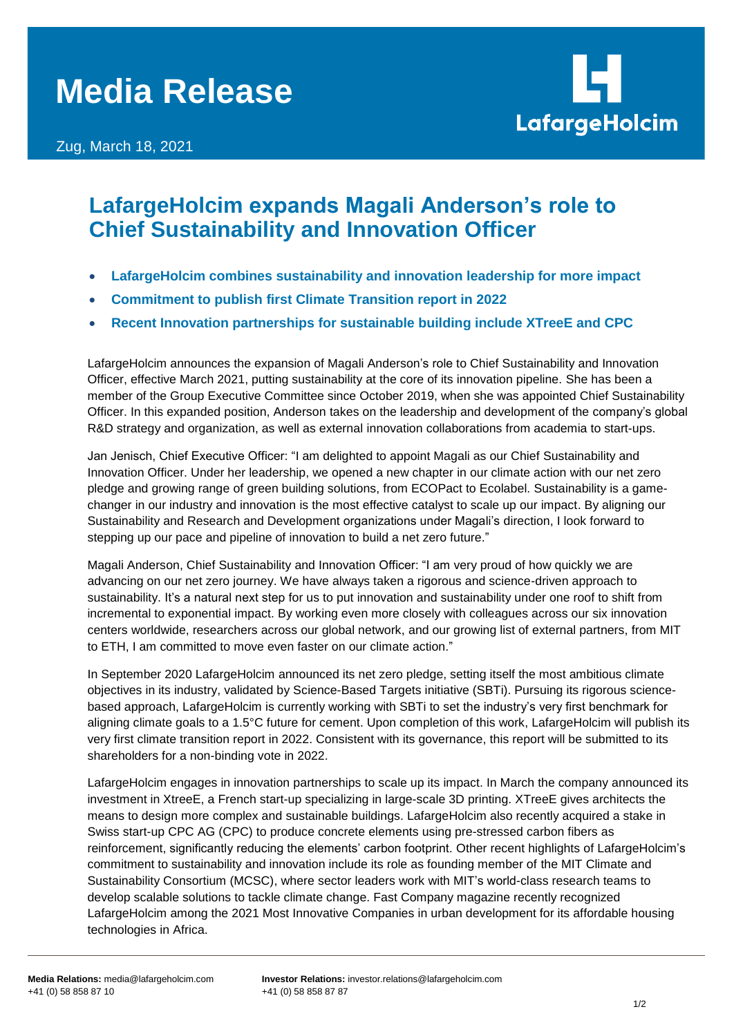# Media Release

Zug, March 18, 2021

## LafargeHolcim expands Magali Anderson's role to Chief Sustainability and Innovation Officer

- **LafargeHolcim combines sustainability and innovation leadership for more impact**
- **Commitment to publish first Climate Transition report in 2022**
- **Recent Innovation partnerships for sustainable building include XTreeE and CPC**

LafargeHolcim announces the expansion of Magali Anderson's role to Chief Sustainability and Innovation Officer, effective March 2021, putting sustainability at the core of its innovation pipeline. She has been a member of the Group Executive Committee since October 2019, when she was appointed Chief Sustainability Officer. In this expanded position, Anderson takes on the leadership and development of the company's global R&D strategy and organization, as well as external innovation collaborations from academia to start-ups.

Jan Jenisch, Chief Executive Officer: "I am delighted to appoint Magali as our Chief Sustainability and Innovation Officer. Under her leadership, we opened a new chapter in our climate action with our net zero pledge and growing range of green building solutions, from ECOPact to Ecolabel. Sustainability is a game-changer in our industry and innovation is the most effective catalyst to scale up our impact. By aligning our Sustainability and Research and Development organizations under Magali's direction, I look forward to stepping up our pace and pipeline of innovation to build a net zero future."

Magali Anderson, Chief Sustainability and Innovation Officer: "I am very proud of how quickly we are advancing on our net zero journey. We have always taken a rigorous and science-driven approach to sustainability. It's a natural next step for us to put innovation and sustainability under one roof to shift from incremental to exponential impact. By working even more closely with colleagues across our six innovation centers worldwide, researchers across our global network, and our growing list of external partners, from MIT to ETH, I am committed to move even faster on our climate action."

In September 2020 LafargeHolcim announced its net zero pledge, setting itself the most ambitious climate objectives in its industry, validated by Science-Based Targets initiative (SBTi). Pursuing its rigorous science-based approach, LafargeHolcim is currently working with SBTi to set the industry's very first benchmark for aligning climate goals to a 1.5°C future for cement. Upon completion of this work, LafargeHolcim will publish its very first climate transition report in 2022. Consistent with its governance, this report will be submitted to its shareholders for a non-binding vote in 2022.

LafargeHolcim engages in innovation partnerships to scale up its impact. In March the company announced its investment in XtreeE, a French start-up specializing in large-scale 3D printing. XTreeE gives architects the means to design more complex and sustainable buildings. LafargeHolcim also recently acquired a stake in Swiss start-up CPC AG (CPC) to produce concrete elements using pre-stressed carbon fibers as reinforcement, significantly reducing the elements' carbon footprint. Other recent highlights of LafargeHolcim's commitment to sustainability and innovation include its role as founding member of the MIT Climate and Sustainability Consortium (MCSC), where sector leaders work with MIT's world-class research teams to develop scalable solutions to tackle climate change. Fast Company magazine recently recognized LafargeHolcim among the 2021 Most Innovative Companies in urban development for its affordable housing technologies in Africa.

**Media Relations:** media@lafargeholcim.com
+41 (0) 58 858 87 10

**Investor Relations:** investor.relations@lafargeholcim.com
+41 (0) 58 858 87 87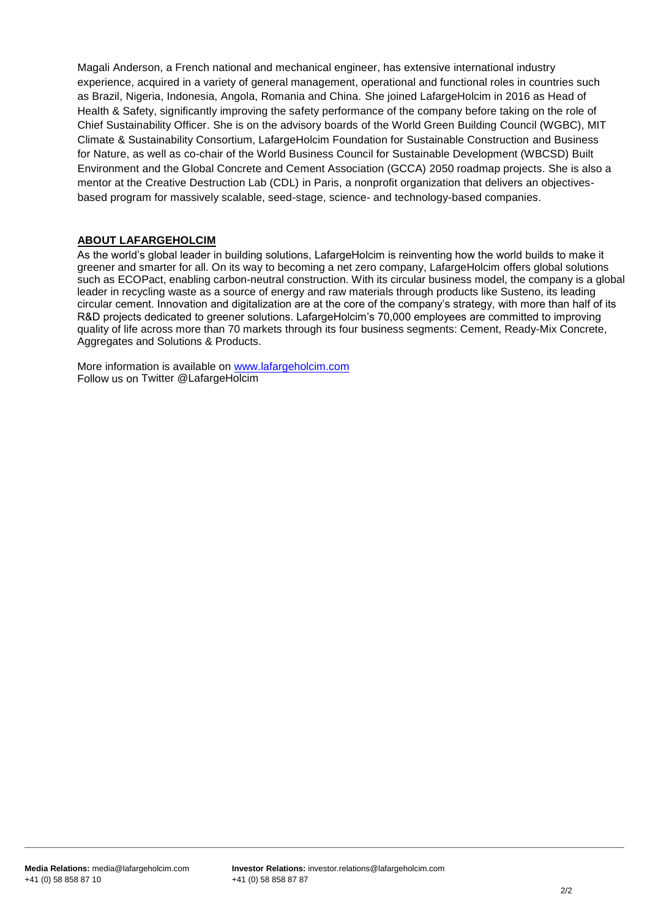Magali Anderson, a French national and mechanical engineer, has extensive international industry experience, acquired in a variety of general management, operational and functional roles in countries such as Brazil, Nigeria, Indonesia, Angola, Romania and China. She joined LafargeHolcim in 2016 as Head of Health & Safety, significantly improving the safety performance of the company before taking on the role of Chief Sustainability Officer. She is on the advisory boards of the World Green Building Council (WGBC), MIT Climate & Sustainability Consortium, LafargeHolcim Foundation for Sustainable Construction and Business for Nature, as well as co-chair of the World Business Council for Sustainable Development (WBCSD) Built Environment and the Global Concrete and Cement Association (GCCA) 2050 roadmap projects. She is also a mentor at the Creative Destruction Lab (CDL) in Paris, a nonprofit organization that delivers an objectives-based program for massively scalable, seed-stage, science- and technology-based companies.

## ABOUT LAFARGEHOLCIM

As the world's global leader in building solutions, LafargeHolcim is reinventing how the world builds to make it greener and smarter for all. On its way to becoming a net zero company, LafargeHolcim offers global solutions such as ECOPact, enabling carbon-neutral construction. With its circular business model, the company is a global leader in recycling waste as a source of energy and raw materials through products like Susteno, its leading circular cement. Innovation and digitalization are at the core of the company's strategy, with more than half of its R&D projects dedicated to greener solutions. LafargeHolcim's 70,000 employees are committed to improving quality of life across more than 70 markets through its four business segments: Cement, Ready-Mix Concrete, Aggregates and Solutions & Products.

More information is available on [www.lafargeholcim.com](http://www.lafargeholcim.com)
Follow us on Twitter @LafargeHolcim

**Media Relations:** media@lafargeholcim.com
+41 (0) 58 858 87 10

**Investor Relations:** investor.relations@lafargeholcim.com
+41 (0) 58 858 87 87